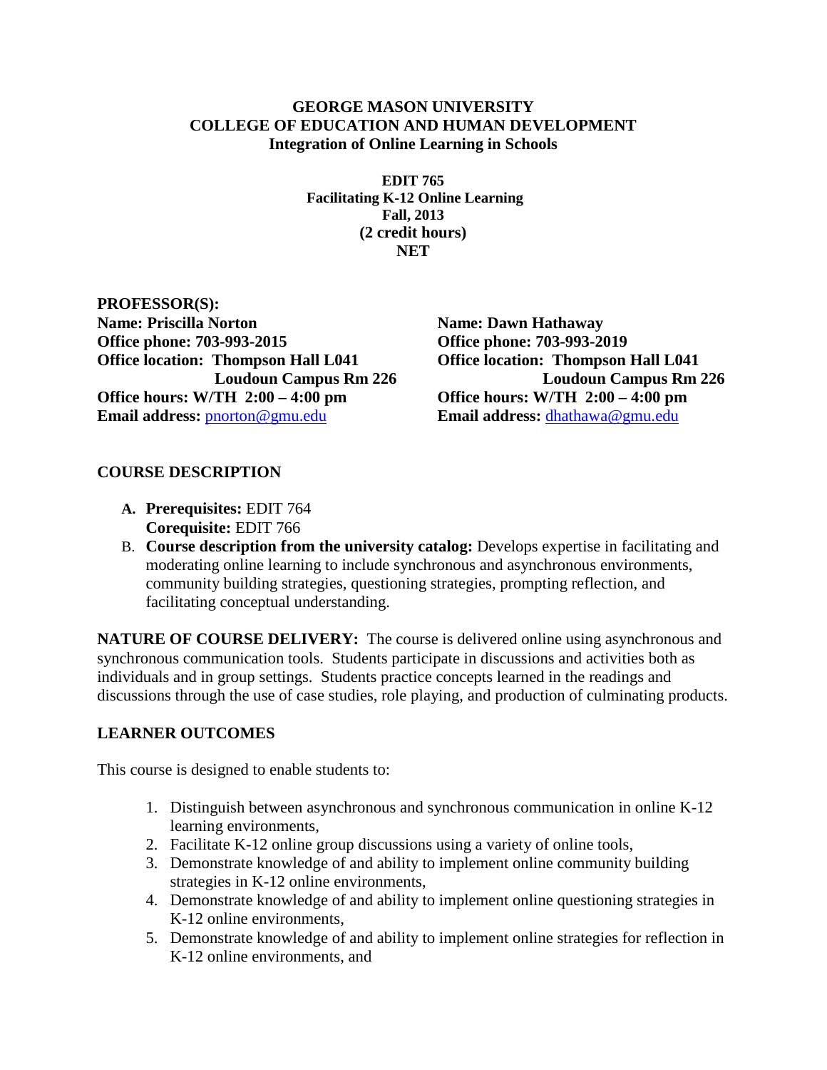**GEORGE MASON UNIVERSITY**
**COLLEGE OF EDUCATION AND HUMAN DEVELOPMENT**
**Integration of Online Learning in Schools**

**EDIT 765**
**Facilitating K-12 Online Learning**
**Fall, 2013**
**(2 credit hours)**
**NET**

**PROFESSOR(S):**

**Name: Priscilla Norton**
**Office phone: 703-993-2015**
**Office location: Thompson Hall L041**
**Loudoun Campus Rm 226**
**Office hours: W/TH 2:00 – 4:00 pm**
**Email address:** pnorton@gmu.edu

**Name: Dawn Hathaway**
**Office phone: 703-993-2019**
**Office location: Thompson Hall L041**
**Loudoun Campus Rm 226**
**Office hours: W/TH 2:00 – 4:00 pm**
**Email address:** dhathawa@gmu.edu

## COURSE DESCRIPTION

A. **Prerequisites:** EDIT 764
   **Corequisite:** EDIT 766
B. **Course description from the university catalog:** Develops expertise in facilitating and moderating online learning to include synchronous and asynchronous environments, community building strategies, questioning strategies, prompting reflection, and facilitating conceptual understanding.

**NATURE OF COURSE DELIVERY:** The course is delivered online using asynchronous and synchronous communication tools. Students participate in discussions and activities both as individuals and in group settings. Students practice concepts learned in the readings and discussions through the use of case studies, role playing, and production of culminating products.

## LEARNER OUTCOMES

This course is designed to enable students to:

1. Distinguish between asynchronous and synchronous communication in online K-12 learning environments,
2. Facilitate K-12 online group discussions using a variety of online tools,
3. Demonstrate knowledge of and ability to implement online community building strategies in K-12 online environments,
4. Demonstrate knowledge of and ability to implement online questioning strategies in K-12 online environments,
5. Demonstrate knowledge of and ability to implement online strategies for reflection in K-12 online environments, and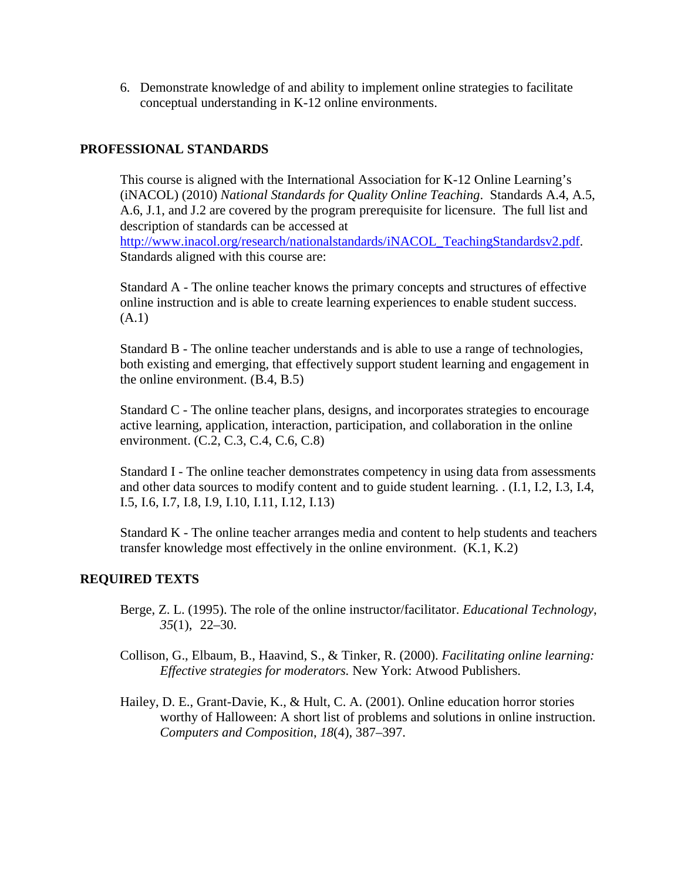6. Demonstrate knowledge of and ability to implement online strategies to facilitate conceptual understanding in K-12 online environments.

## PROFESSIONAL STANDARDS

This course is aligned with the International Association for K-12 Online Learning's (iNACOL) (2010) *National Standards for Quality Online Teaching*. Standards A.4, A.5, A.6, J.1, and J.2 are covered by the program prerequisite for licensure. The full list and description of standards can be accessed at [http://www.inacol.org/research/nationalstandards/iNACOL_TeachingStandardsv2.pdf](http://www.inacol.org/research/nationalstandards/iNACOL_TeachingStandardsv2.pdf). Standards aligned with this course are:

Standard A - The online teacher knows the primary concepts and structures of effective online instruction and is able to create learning experiences to enable student success. (A.1)

Standard B - The online teacher understands and is able to use a range of technologies, both existing and emerging, that effectively support student learning and engagement in the online environment. (B.4, B.5)

Standard C - The online teacher plans, designs, and incorporates strategies to encourage active learning, application, interaction, participation, and collaboration in the online environment. (C.2, C.3, C.4, C.6, C.8)

Standard I - The online teacher demonstrates competency in using data from assessments and other data sources to modify content and to guide student learning. . (I.1, I.2, I.3, I.4, I.5, I.6, I.7, I.8, I.9, I.10, I.11, I.12, I.13)

Standard K - The online teacher arranges media and content to help students and teachers transfer knowledge most effectively in the online environment. (K.1, K.2)

## REQUIRED TEXTS

Berge, Z. L. (1995). The role of the online instructor/facilitator. *Educational Technology*, *35*(1), 22–30.

Collison, G., Elbaum, B., Haavind, S., & Tinker, R. (2000). *Facilitating online learning: Effective strategies for moderators.* New York: Atwood Publishers.

Hailey, D. E., Grant-Davie, K., & Hult, C. A. (2001). Online education horror stories worthy of Halloween: A short list of problems and solutions in online instruction. *Computers and Composition*, *18*(4), 387–397.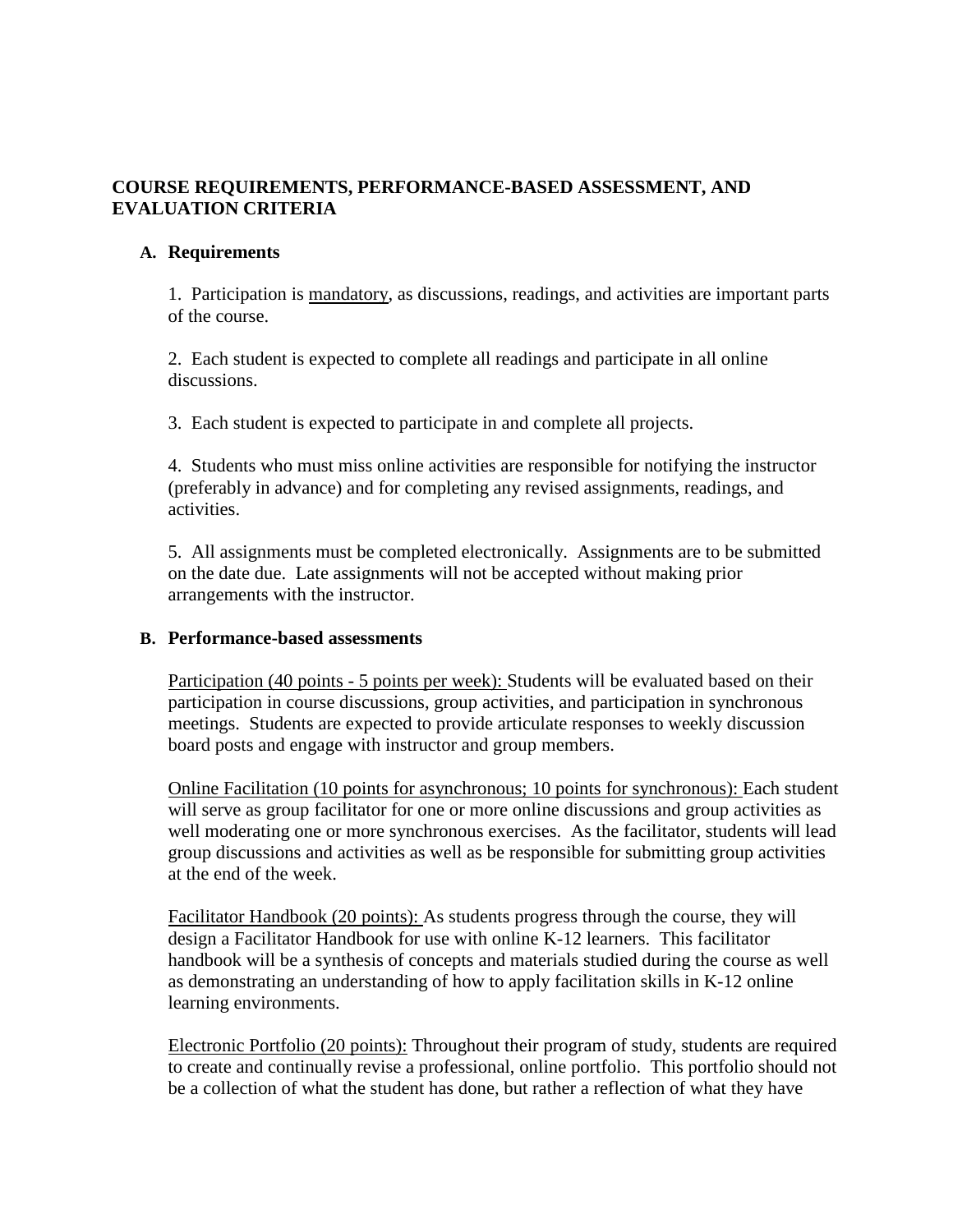## COURSE REQUIREMENTS, PERFORMANCE-BASED ASSESSMENT, AND EVALUATION CRITERIA

### A. Requirements

1. Participation is mandatory, as discussions, readings, and activities are important parts of the course.

2. Each student is expected to complete all readings and participate in all online discussions.

3. Each student is expected to participate in and complete all projects.

4. Students who must miss online activities are responsible for notifying the instructor (preferably in advance) and for completing any revised assignments, readings, and activities.

5. All assignments must be completed electronically. Assignments are to be submitted on the date due. Late assignments will not be accepted without making prior arrangements with the instructor.

### B. Performance-based assessments

Participation (40 points - 5 points per week): Students will be evaluated based on their participation in course discussions, group activities, and participation in synchronous meetings. Students are expected to provide articulate responses to weekly discussion board posts and engage with instructor and group members.

Online Facilitation (10 points for asynchronous; 10 points for synchronous): Each student will serve as group facilitator for one or more online discussions and group activities as well moderating one or more synchronous exercises. As the facilitator, students will lead group discussions and activities as well as be responsible for submitting group activities at the end of the week.

Facilitator Handbook (20 points): As students progress through the course, they will design a Facilitator Handbook for use with online K-12 learners. This facilitator handbook will be a synthesis of concepts and materials studied during the course as well as demonstrating an understanding of how to apply facilitation skills in K-12 online learning environments.

Electronic Portfolio (20 points): Throughout their program of study, students are required to create and continually revise a professional, online portfolio. This portfolio should not be a collection of what the student has done, but rather a reflection of what they have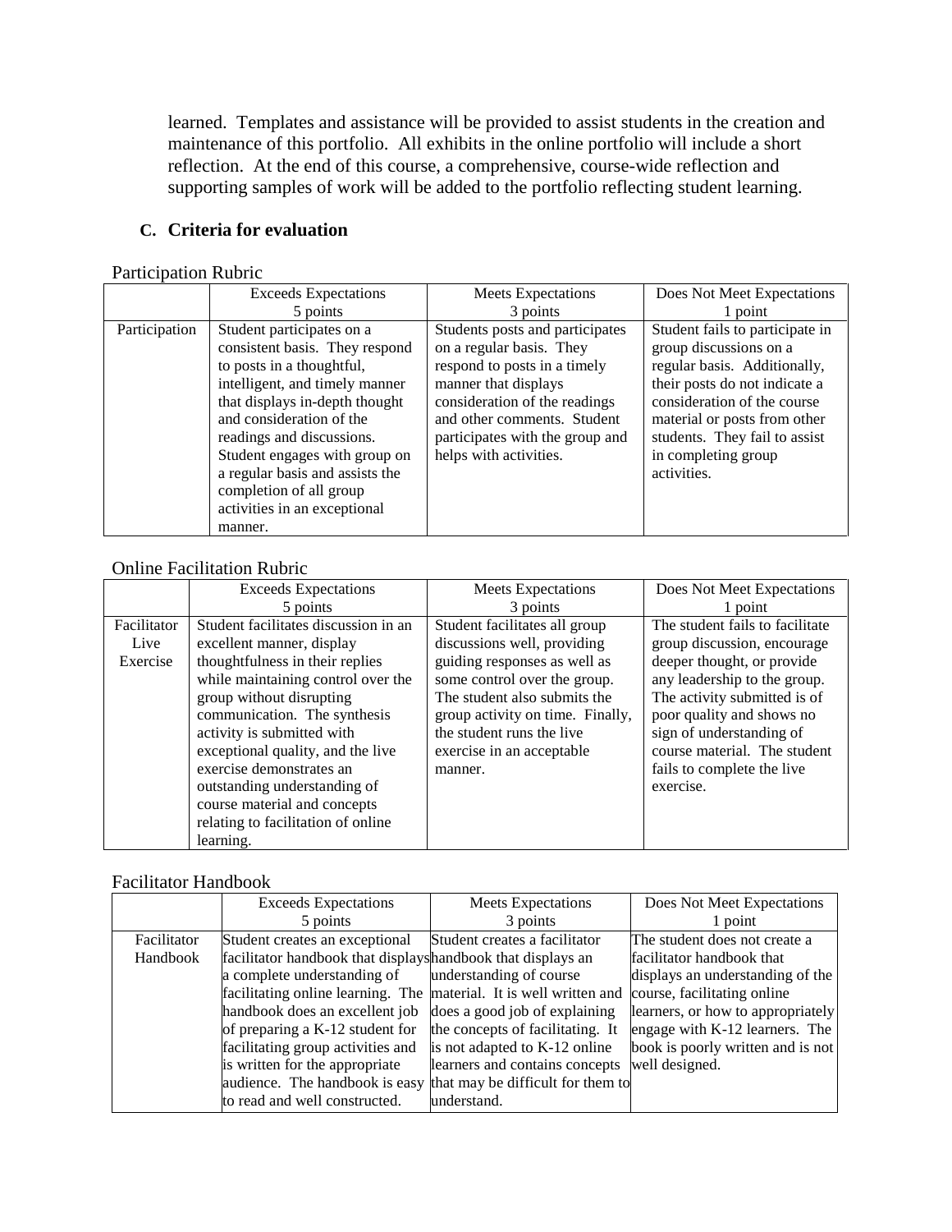learned. Templates and assistance will be provided to assist students in the creation and maintenance of this portfolio. All exhibits in the online portfolio will include a short reflection. At the end of this course, a comprehensive, course-wide reflection and supporting samples of work will be added to the portfolio reflecting student learning.

### C. Criteria for evaluation

Participation Rubric

| | Exceeds Expectations 5 points | Meets Expectations 3 points | Does Not Meet Expectations 1 point |
|---|---|---|---|
| Participation | Student participates on a consistent basis. They respond to posts in a thoughtful, intelligent, and timely manner that displays in-depth thought and consideration of the readings and discussions. Student engages with group on a regular basis and assists the completion of all group activities in an exceptional manner. | Students posts and participates on a regular basis. They respond to posts in a timely manner that displays consideration of the readings and other comments. Student participates with the group and helps with activities. | Student fails to participate in group discussions on a regular basis. Additionally, their posts do not indicate a consideration of the course material or posts from other students. They fail to assist in completing group activities. |

Online Facilitation Rubric

| | Exceeds Expectations 5 points | Meets Expectations 3 points | Does Not Meet Expectations 1 point |
|---|---|---|---|
| Facilitator Live Exercise | Student facilitates discussion in an excellent manner, display thoughtfulness in their replies while maintaining control over the group without disrupting communication. The synthesis activity is submitted with exceptional quality, and the live exercise demonstrates an outstanding understanding of course material and concepts relating to facilitation of online learning. | Student facilitates all group discussions well, providing guiding responses as well as some control over the group. The student also submits the group activity on time. Finally, the student runs the live exercise in an acceptable manner. | The student fails to facilitate group discussion, encourage deeper thought, or provide any leadership to the group. The activity submitted is of poor quality and shows no sign of understanding of course material. The student fails to complete the live exercise. |

Facilitator Handbook

| | Exceeds Expectations 5 points | Meets Expectations 3 points | Does Not Meet Expectations 1 point |
|---|---|---|---|
| Facilitator Handbook | Student creates an exceptional facilitator handbook that displays a complete understanding of facilitating online learning. The handbook does an excellent job of preparing a K-12 student for facilitating group activities and is written for the appropriate audience. The handbook is easy to read and well constructed. | Student creates a facilitator handbook that displays an understanding of course material. It is well written and does a good job of explaining the concepts of facilitating. It is not adapted to K-12 online learners and contains concepts that may be difficult for them to understand. | The student does not create a facilitator handbook that displays an understanding of the course, facilitating online learners, or how to appropriately engage with K-12 learners. The book is poorly written and is not well designed. |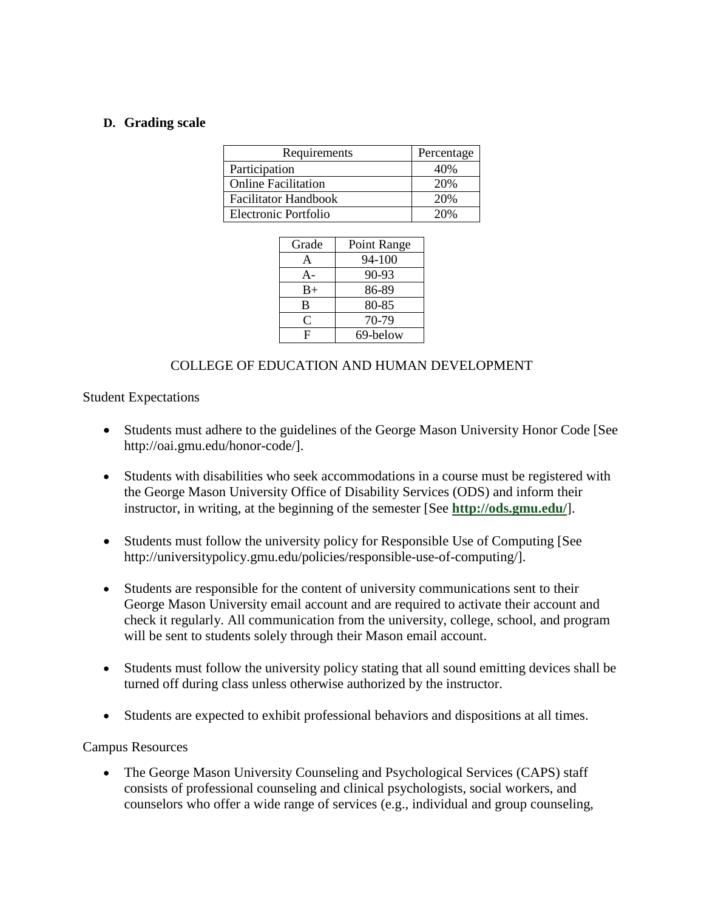### D. Grading scale

| Requirements | Percentage |
|---|---|
| Participation | 40% |
| Online Facilitation | 20% |
| Facilitator Handbook | 20% |
| Electronic Portfolio | 20% |

| Grade | Point Range |
|---|---|
| A | 94-100 |
| A- | 90-93 |
| B+ | 86-89 |
| B | 80-85 |
| C | 70-79 |
| F | 69-below |

## COLLEGE OF EDUCATION AND HUMAN DEVELOPMENT

Student Expectations

- Students must adhere to the guidelines of the George Mason University Honor Code [See http://oai.gmu.edu/honor-code/].
- Students with disabilities who seek accommodations in a course must be registered with the George Mason University Office of Disability Services (ODS) and inform their instructor, in writing, at the beginning of the semester [See **http://ods.gmu.edu/**].
- Students must follow the university policy for Responsible Use of Computing [See http://universitypolicy.gmu.edu/policies/responsible-use-of-computing/].
- Students are responsible for the content of university communications sent to their George Mason University email account and are required to activate their account and check it regularly. All communication from the university, college, school, and program will be sent to students solely through their Mason email account.
- Students must follow the university policy stating that all sound emitting devices shall be turned off during class unless otherwise authorized by the instructor.
- Students are expected to exhibit professional behaviors and dispositions at all times.

Campus Resources

- The George Mason University Counseling and Psychological Services (CAPS) staff consists of professional counseling and clinical psychologists, social workers, and counselors who offer a wide range of services (e.g., individual and group counseling,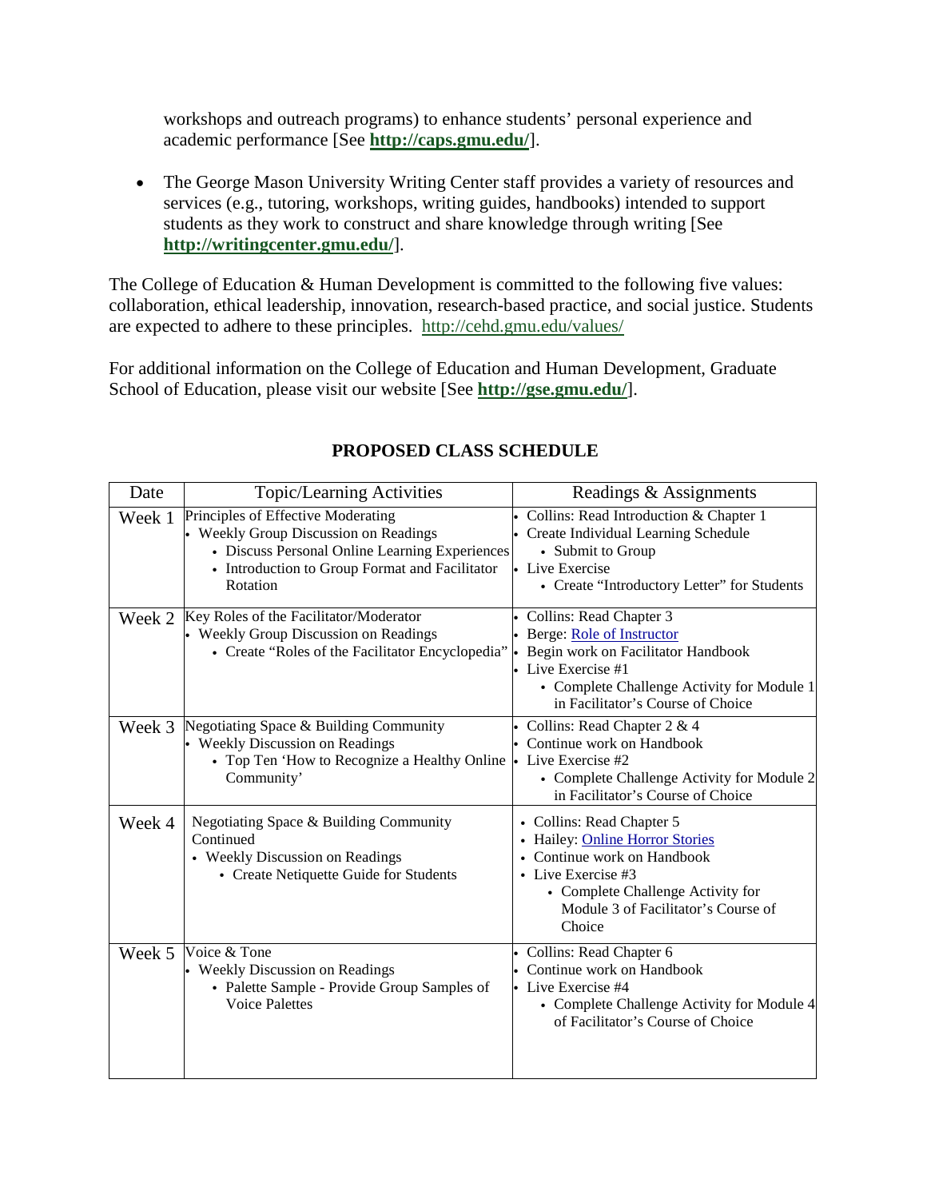workshops and outreach programs) to enhance students' personal experience and academic performance [See **http://caps.gmu.edu/**].

- The George Mason University Writing Center staff provides a variety of resources and services (e.g., tutoring, workshops, writing guides, handbooks) intended to support students as they work to construct and share knowledge through writing [See **http://writingcenter.gmu.edu/**].

The College of Education & Human Development is committed to the following five values: collaboration, ethical leadership, innovation, research-based practice, and social justice. Students are expected to adhere to these principles. http://cehd.gmu.edu/values/

For additional information on the College of Education and Human Development, Graduate School of Education, please visit our website [See **http://gse.gmu.edu/**].

## PROPOSED CLASS SCHEDULE

| Date | Topic/Learning Activities | Readings & Assignments |
|---|---|---|
| Week 1 | Principles of Effective Moderating<br>• Weekly Group Discussion on Readings<br>• Discuss Personal Online Learning Experiences<br>• Introduction to Group Format and Facilitator Rotation | • Collins: Read Introduction & Chapter 1<br>• Create Individual Learning Schedule<br>• Submit to Group<br>• Live Exercise<br>• Create "Introductory Letter" for Students |
| Week 2 | Key Roles of the Facilitator/Moderator<br>• Weekly Group Discussion on Readings<br>• Create "Roles of the Facilitator Encyclopedia" | • Collins: Read Chapter 3<br>• Berge: Role of Instructor<br>• Begin work on Facilitator Handbook<br>• Live Exercise #1<br>• Complete Challenge Activity for Module 1 in Facilitator's Course of Choice |
| Week 3 | Negotiating Space & Building Community<br>• Weekly Group Discussion on Readings<br>• Top Ten 'How to Recognize a Healthy Online Community' | • Collins: Read Chapter 2 & 4<br>• Continue work on Handbook<br>• Live Exercise #2<br>• Complete Challenge Activity for Module 2 in Facilitator's Course of Choice |
| Week 4 | Negotiating Space & Building Community Continued<br>• Weekly Discussion on Readings<br>• Create Netiquette Guide for Students | • Collins: Read Chapter 5<br>• Hailey: Online Horror Stories<br>• Continue work on Handbook<br>• Live Exercise #3<br>• Complete Challenge Activity for Module 3 of Facilitator's Course of Choice |
| Week 5 | Voice & Tone<br>• Weekly Discussion on Readings<br>• Palette Sample - Provide Group Samples of Voice Palettes | • Collins: Read Chapter 6<br>• Continue work on Handbook<br>• Live Exercise #4<br>• Complete Challenge Activity for Module 4 of Facilitator's Course of Choice |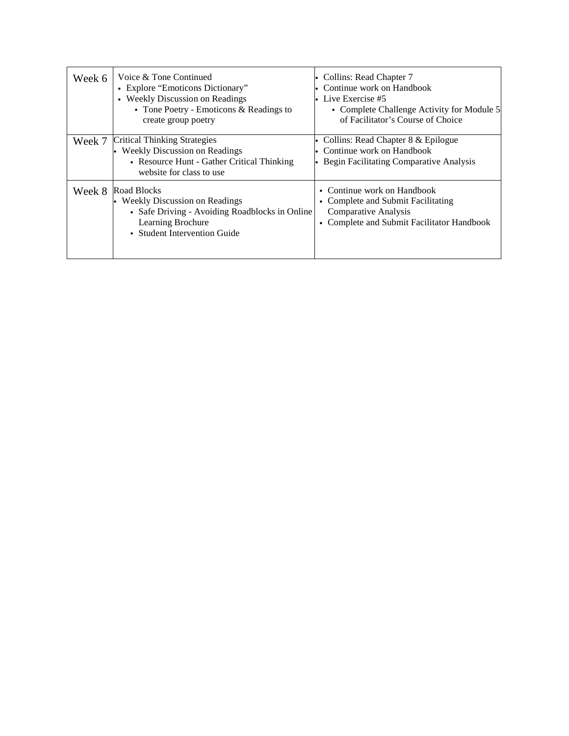| | | |
|---|---|---|
| Week 6 | Voice & Tone Continued<br>• Explore "Emoticons Dictionary"<br>• Weekly Discussion on Readings<br>  • Tone Poetry - Emoticons & Readings to create group poetry | • Collins: Read Chapter 7<br>• Continue work on Handbook<br>• Live Exercise #5<br>  • Complete Challenge Activity for Module 5 of Facilitator's Course of Choice |
| Week 7 | Critical Thinking Strategies<br>• Weekly Discussion on Readings<br>  • Resource Hunt - Gather Critical Thinking website for class to use | • Collins: Read Chapter 8 & Epilogue<br>• Continue work on Handbook<br>• Begin Facilitating Comparative Analysis |
| Week 8 | Road Blocks<br>• Weekly Discussion on Readings<br>  • Safe Driving - Avoiding Roadblocks in Online Learning Brochure<br>  • Student Intervention Guide | • Continue work on Handbook<br>• Complete and Submit Facilitating Comparative Analysis<br>• Complete and Submit Facilitator Handbook |